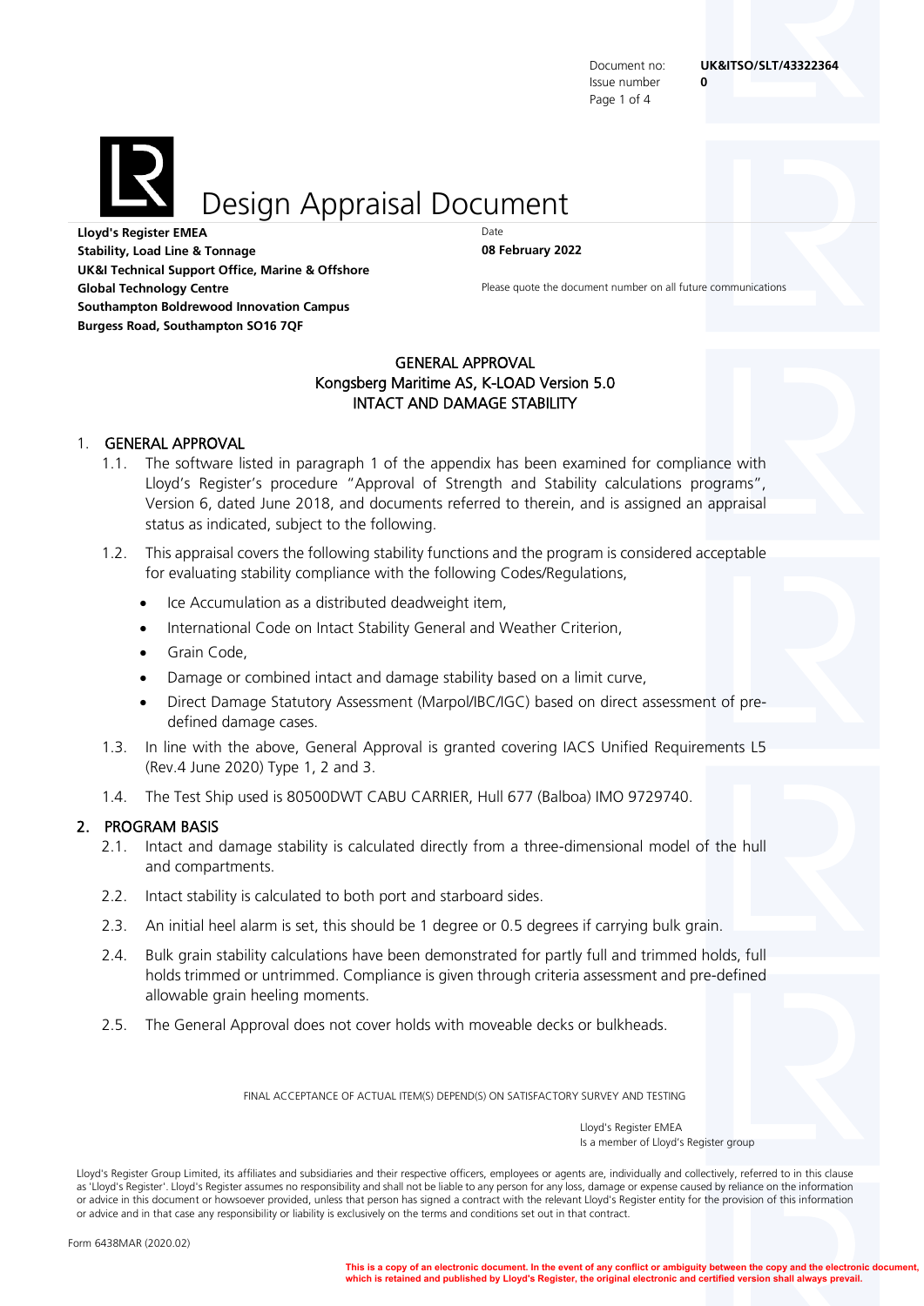Document no: **UK&ITSO/SLT/43322364**
Issue number **0**

# Design Appraisal Document

**Lloyd's Register EMEA**
**Stability, Load Line & Tonnage**
**UK&I Technical Support Office, Marine & Offshore**
**Global Technology Centre**
**Southampton Boldrewood Innovation Campus**
**Burgess Road, Southampton SO16 7QF**

Date
**08 February 2022**

Please quote the document number on all future communications

GENERAL APPROVAL
Kongsberg Maritime AS, K-LOAD Version 5.0
INTACT AND DAMAGE STABILITY

## 1. GENERAL APPROVAL

1.1. The software listed in paragraph 1 of the appendix has been examined for compliance with Lloyd's Register's procedure "Approval of Strength and Stability calculations programs", Version 6, dated June 2018, and documents referred to therein, and is assigned an appraisal status as indicated, subject to the following.

1.2. This appraisal covers the following stability functions and the program is considered acceptable for evaluating stability compliance with the following Codes/Regulations,

- Ice Accumulation as a distributed deadweight item,
- International Code on Intact Stability General and Weather Criterion,
- Grain Code,
- Damage or combined intact and damage stability based on a limit curve,
- Direct Damage Statutory Assessment (Marpol/IBC/IGC) based on direct assessment of pre-defined damage cases.

1.3. In line with the above, General Approval is granted covering IACS Unified Requirements L5 (Rev.4 June 2020) Type 1, 2 and 3.

1.4. The Test Ship used is 80500DWT CABU CARRIER, Hull 677 (Balboa) IMO 9729740.

## 2. PROGRAM BASIS

2.1. Intact and damage stability is calculated directly from a three-dimensional model of the hull and compartments.

2.2. Intact stability is calculated to both port and starboard sides.

2.3. An initial heel alarm is set, this should be 1 degree or 0.5 degrees if carrying bulk grain.

2.4. Bulk grain stability calculations have been demonstrated for partly full and trimmed holds, full holds trimmed or untrimmed. Compliance is given through criteria assessment and pre-defined allowable grain heeling moments.

2.5. The General Approval does not cover holds with moveable decks or bulkheads.

FINAL ACCEPTANCE OF ACTUAL ITEM(S) DEPEND(S) ON SATISFACTORY SURVEY AND TESTING

Lloyd's Register EMEA
Is a member of Lloyd's Register group

Lloyd's Register Group Limited, its affiliates and subsidiaries and their respective officers, employees or agents are, individually and collectively, referred to in this clause as 'Lloyd's Register'. Lloyd's Register assumes no responsibility and shall not be liable to any person for any loss, damage or expense caused by reliance on the information or advice in this document or howsoever provided, unless that person has signed a contract with the relevant Lloyd's Register entity for the provision of this information or advice and in that case any responsibility or liability is exclusively on the terms and conditions set out in that contract.

Form 6438MAR (2020.02)

**This is a copy of an electronic document. In the event of any conflict or ambiguity between the copy and the electronic document, which is retained and published by Lloyd's Register, the original electronic and certified version shall always prevail.**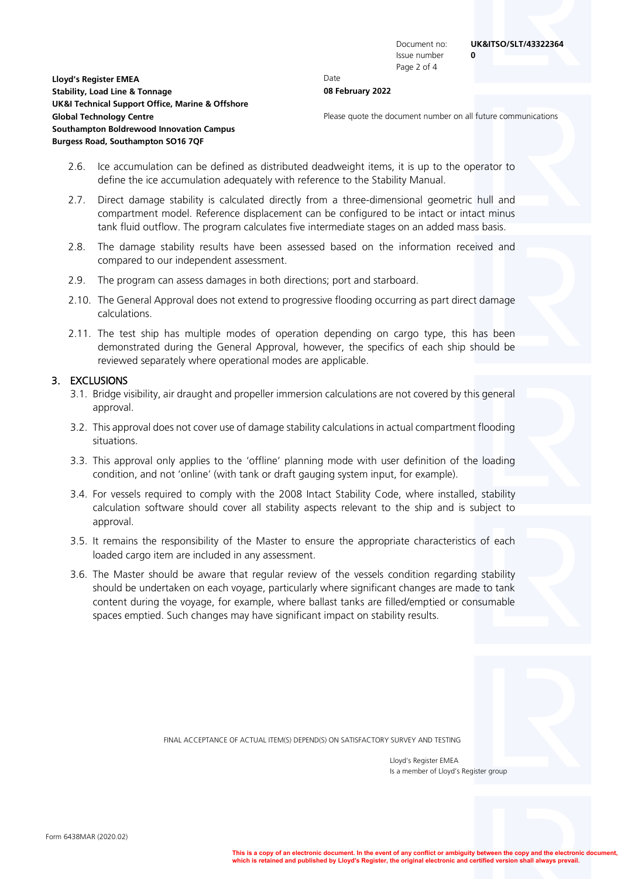2.6. Ice accumulation can be defined as distributed deadweight items, it is up to the operator to define the ice accumulation adequately with reference to the Stability Manual.

2.7. Direct damage stability is calculated directly from a three-dimensional geometric hull and compartment model. Reference displacement can be configured to be intact or intact minus tank fluid outflow. The program calculates five intermediate stages on an added mass basis.

2.8. The damage stability results have been assessed based on the information received and compared to our independent assessment.

2.9. The program can assess damages in both directions; port and starboard.

2.10. The General Approval does not extend to progressive flooding occurring as part direct damage calculations.

2.11. The test ship has multiple modes of operation depending on cargo type, this has been demonstrated during the General Approval, however, the specifics of each ship should be reviewed separately where operational modes are applicable.

## 3. EXCLUSIONS

3.1. Bridge visibility, air draught and propeller immersion calculations are not covered by this general approval.

3.2. This approval does not cover use of damage stability calculations in actual compartment flooding situations.

3.3. This approval only applies to the 'offline' planning mode with user definition of the loading condition, and not 'online' (with tank or draft gauging system input, for example).

3.4. For vessels required to comply with the 2008 Intact Stability Code, where installed, stability calculation software should cover all stability aspects relevant to the ship and is subject to approval.

3.5. It remains the responsibility of the Master to ensure the appropriate characteristics of each loaded cargo item are included in any assessment.

3.6. The Master should be aware that regular review of the vessels condition regarding stability should be undertaken on each voyage, particularly where significant changes are made to tank content during the voyage, for example, where ballast tanks are filled/emptied or consumable spaces emptied. Such changes may have significant impact on stability results.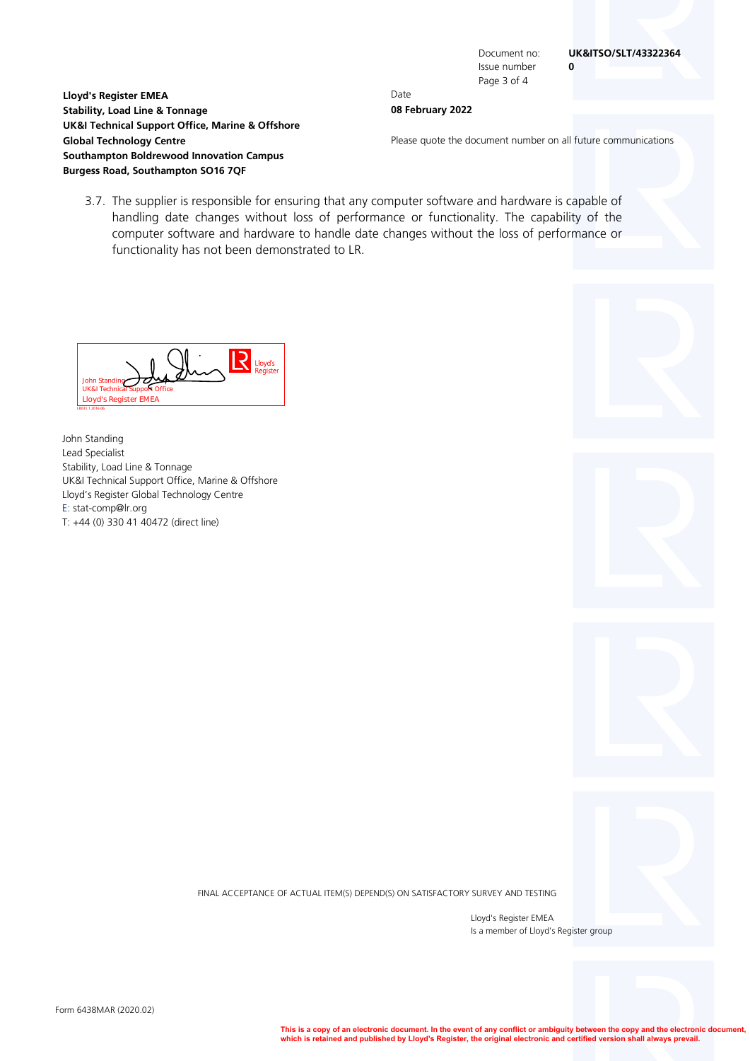**Lloyd's Register EMEA**
**Stability, Load Line & Tonnage**
**UK&I Technical Support Office, Marine & Offshore**
**Global Technology Centre**
**Southampton Boldrewood Innovation Campus**
**Burgess Road, Southampton SO16 7QF**

Document no: **UK&ITSO/SLT/43322364**
Issue number **0**

Date
**08 February 2022**

Please quote the document number on all future communications

3.7. The supplier is responsible for ensuring that any computer software and hardware is capable of handling date changes without loss of performance or functionality. The capability of the computer software and hardware to handle date changes without the loss of performance or functionality has not been demonstrated to LR.

John Standing
UK&I Technical Support Office
Lloyd's Register EMEA

John Standing
Lead Specialist
Stability, Load Line & Tonnage
UK&I Technical Support Office, Marine & Offshore
Lloyd's Register Global Technology Centre
E: stat-comp@lr.org
T: +44 (0) 330 41 40472 (direct line)

FINAL ACCEPTANCE OF ACTUAL ITEM(S) DEPEND(S) ON SATISFACTORY SURVEY AND TESTING

Lloyd's Register EMEA
Is a member of Lloyd's Register group

Form 6438MAR (2020.02)

**This is a copy of an electronic document. In the event of any conflict or ambiguity between the copy and the electronic document, which is retained and published by Lloyd's Register, the original electronic and certified version shall always prevail.**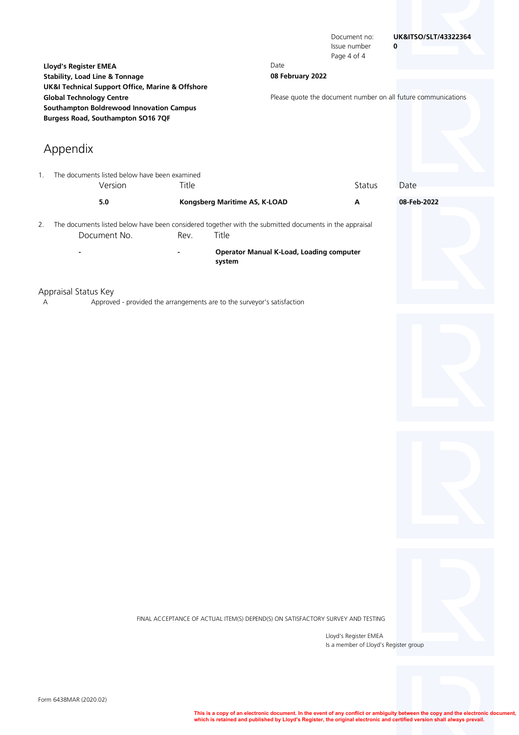Document no: **UK&ITSO/SLT/43322364**
Issue number **0**

**Lloyd's Register EMEA**
**Stability, Load Line & Tonnage**
**UK&I Technical Support Office, Marine & Offshore**
**Global Technology Centre**
**Southampton Boldrewood Innovation Campus**
**Burgess Road, Southampton SO16 7QF**

Date
**08 February 2022**

Please quote the document number on all future communications

# Appendix

1. The documents listed below have been examined

| Version | Title | Status | Date |
|---|---|---|---|
| **5.0** | **Kongsberg Maritime AS, K-LOAD** | **A** | **08-Feb-2022** |

2. The documents listed below have been considered together with the submitted documents in the appraisal

| Document No. | Rev. | Title |
|---|---|---|
| **-** | **-** | **Operator Manual K-Load, Loading computer system** |

## Appraisal Status Key

A Approved - provided the arrangements are to the surveyor's satisfaction

FINAL ACCEPTANCE OF ACTUAL ITEM(S) DEPEND(S) ON SATISFACTORY SURVEY AND TESTING

Lloyd's Register EMEA
Is a member of Lloyd's Register group

Form 6438MAR (2020.02)

**This is a copy of an electronic document. In the event of any conflict or ambiguity between the copy and the electronic document, which is retained and published by Lloyd's Register, the original electronic and certified version shall always prevail.**